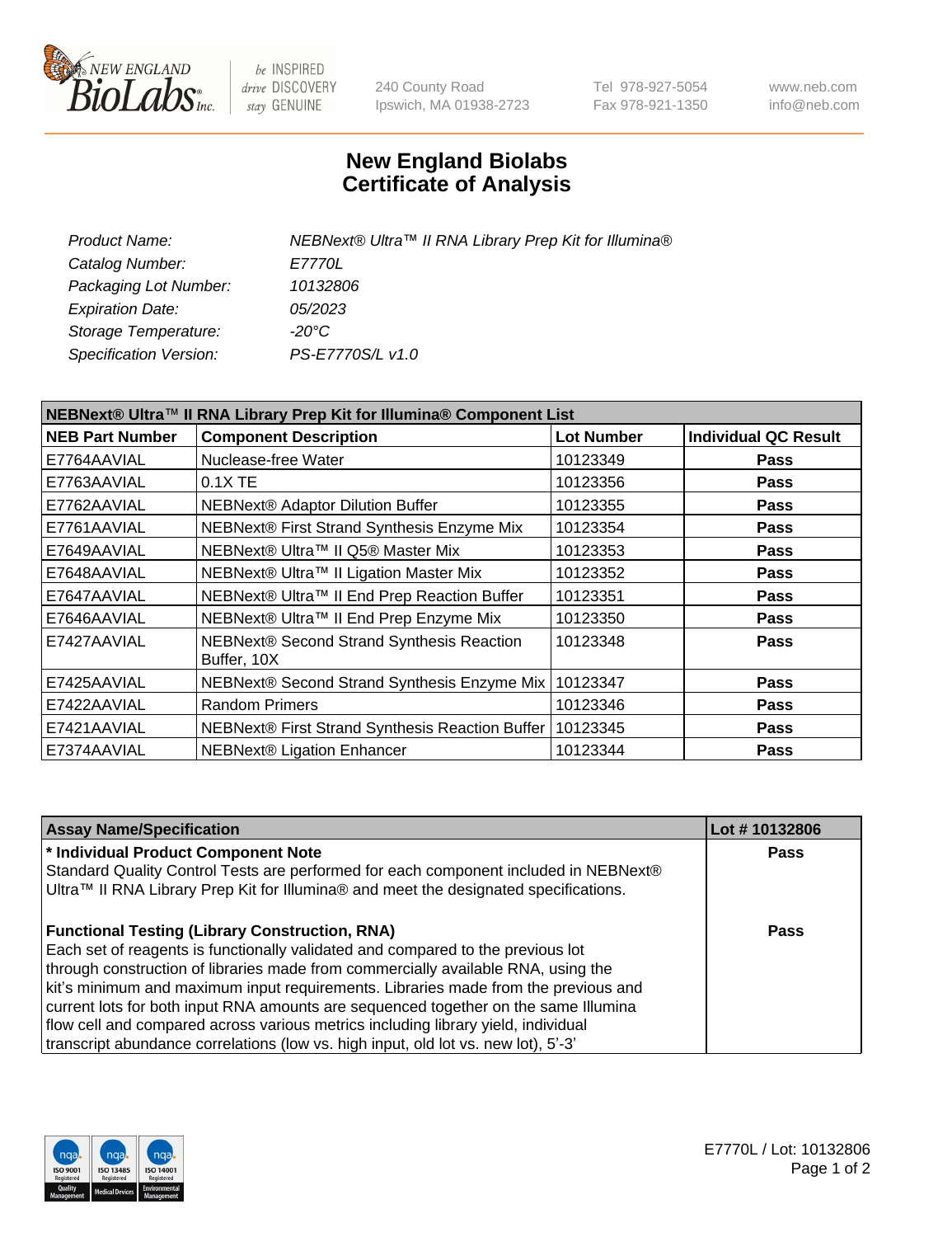New England Biolabs Inc. — be INSPIRED drive DISCOVERY stay GENUINE

240 County Road
Ipswich, MA 01938-2723

Tel 978-927-5054
Fax 978-921-1350

www.neb.com
info@neb.com

# New England Biolabs
# Certificate of Analysis

| | |
|---|---|
| *Product Name:* | *NEBNext® Ultra™ II RNA Library Prep Kit for Illumina®* |
| *Catalog Number:* | *E7770L* |
| *Packaging Lot Number:* | *10132806* |
| *Expiration Date:* | *05/2023* |
| *Storage Temperature:* | *-20°C* |
| *Specification Version:* | *PS-E7770S/L v1.0* |

**NEBNext® Ultra™ II RNA Library Prep Kit for Illumina® Component List**

| NEB Part Number | Component Description | Lot Number | Individual QC Result |
|---|---|---|---|
| E7764AAVIAL | Nuclease-free Water | 10123349 | **Pass** |
| E7763AAVIAL | 0.1X TE | 10123356 | **Pass** |
| E7762AAVIAL | NEBNext® Adaptor Dilution Buffer | 10123355 | **Pass** |
| E7761AAVIAL | NEBNext® First Strand Synthesis Enzyme Mix | 10123354 | **Pass** |
| E7649AAVIAL | NEBNext® Ultra™ II Q5® Master Mix | 10123353 | **Pass** |
| E7648AAVIAL | NEBNext® Ultra™ II Ligation Master Mix | 10123352 | **Pass** |
| E7647AAVIAL | NEBNext® Ultra™ II End Prep Reaction Buffer | 10123351 | **Pass** |
| E7646AAVIAL | NEBNext® Ultra™ II End Prep Enzyme Mix | 10123350 | **Pass** |
| E7427AAVIAL | NEBNext® Second Strand Synthesis Reaction Buffer, 10X | 10123348 | **Pass** |
| E7425AAVIAL | NEBNext® Second Strand Synthesis Enzyme Mix | 10123347 | **Pass** |
| E7422AAVIAL | Random Primers | 10123346 | **Pass** |
| E7421AAVIAL | NEBNext® First Strand Synthesis Reaction Buffer | 10123345 | **Pass** |
| E7374AAVIAL | NEBNext® Ligation Enhancer | 10123344 | **Pass** |

| Assay Name/Specification | Lot # 10132806 |
|---|---|
| **\* Individual Product Component Note**<br>Standard Quality Control Tests are performed for each component included in NEBNext® Ultra™ II RNA Library Prep Kit for Illumina® and meet the designated specifications. | **Pass** |
| **Functional Testing (Library Construction, RNA)**<br>Each set of reagents is functionally validated and compared to the previous lot through construction of libraries made from commercially available RNA, using the kit's minimum and maximum input requirements. Libraries made from the previous and current lots for both input RNA amounts are sequenced together on the same Illumina flow cell and compared across various metrics including library yield, individual transcript abundance correlations (low vs. high input, old lot vs. new lot), 5'-3' | **Pass** |

E7770L / Lot: 10132806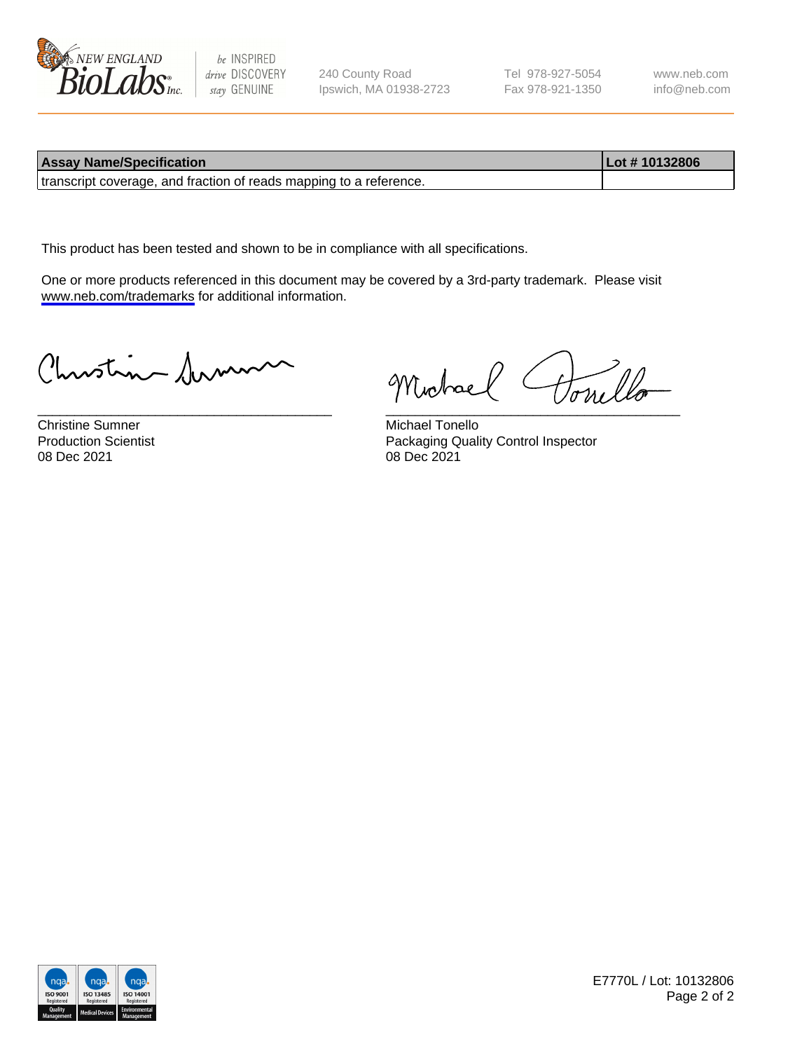| Assay Name/Specification | Lot # 10132806 |
|---|---|
| transcript coverage, and fraction of reads mapping to a reference. | |

This product has been tested and shown to be in compliance with all specifications.

One or more products referenced in this document may be covered by a 3rd-party trademark. Please visit www.neb.com/trademarks for additional information.

Christine Sumner
Production Scientist
08 Dec 2021

Michael Tonello
Packaging Quality Control Inspector
08 Dec 2021

E7770L / Lot: 10132806